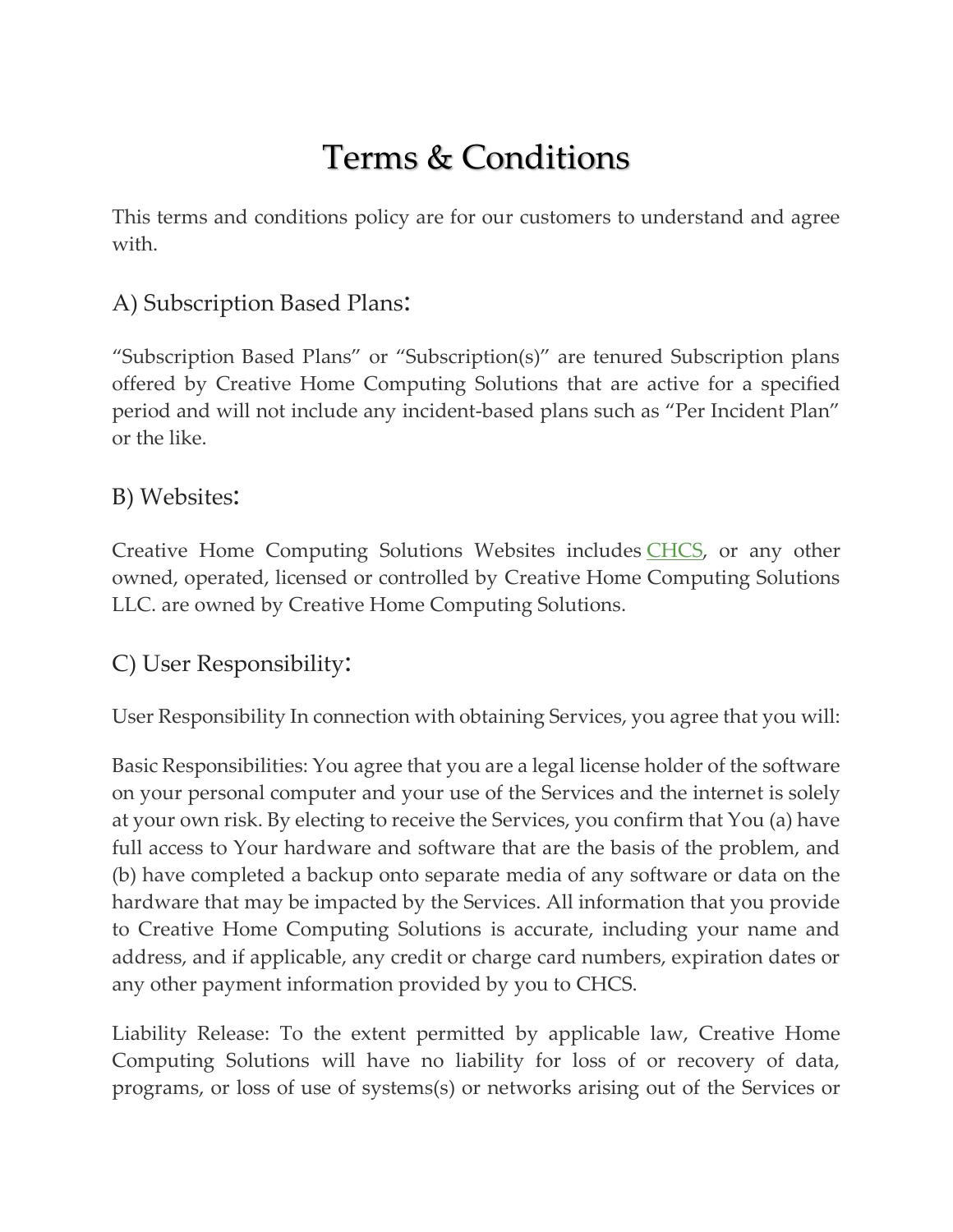# Terms & Conditions

This terms and conditions policy are for our customers to understand and agree with.

## A) Subscription Based Plans:

"Subscription Based Plans" or "Subscription(s)" are tenured Subscription plans offered by Creative Home Computing Solutions that are active for a specified period and will not include any incident-based plans such as "Per Incident Plan" or the like.

## B) Websites:

Creative Home Computing Solutions Websites includes CHCS, or any other owned, operated, licensed or controlled by Creative Home Computing Solutions LLC. are owned by Creative Home Computing Solutions.

## C) User Responsibility:

User Responsibility In connection with obtaining Services, you agree that you will:

Basic Responsibilities: You agree that you are a legal license holder of the software on your personal computer and your use of the Services and the internet is solely at your own risk. By electing to receive the Services, you confirm that You (a) have full access to Your hardware and software that are the basis of the problem, and (b) have completed a backup onto separate media of any software or data on the hardware that may be impacted by the Services. All information that you provide to Creative Home Computing Solutions is accurate, including your name and address, and if applicable, any credit or charge card numbers, expiration dates or any other payment information provided by you to CHCS.

Liability Release: To the extent permitted by applicable law, Creative Home Computing Solutions will have no liability for loss of or recovery of data, programs, or loss of use of systems(s) or networks arising out of the Services or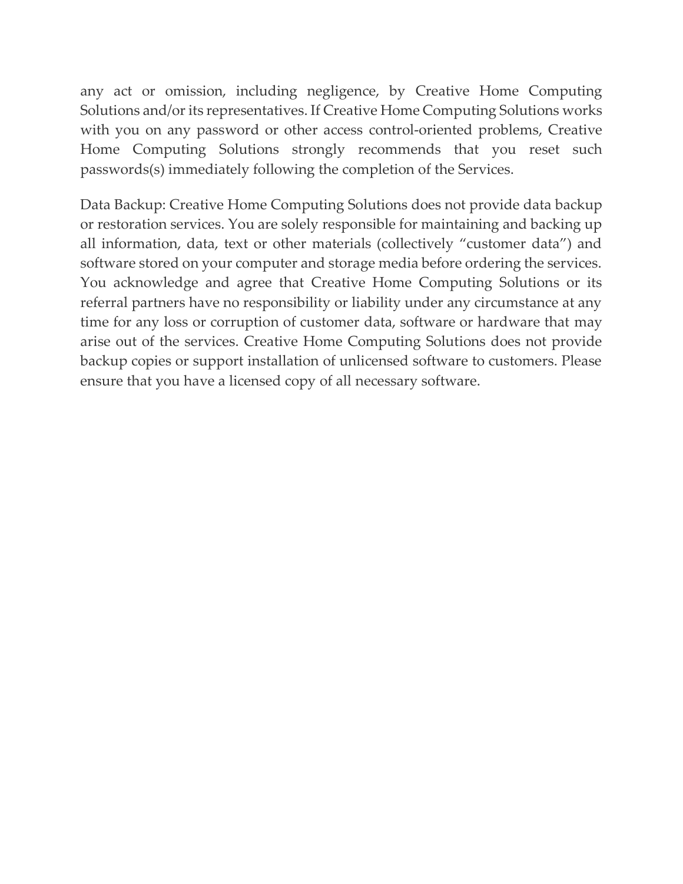any act or omission, including negligence, by Creative Home Computing Solutions and/or its representatives. If Creative Home Computing Solutions works with you on any password or other access control-oriented problems, Creative Home Computing Solutions strongly recommends that you reset such passwords(s) immediately following the completion of the Services.

Data Backup: Creative Home Computing Solutions does not provide data backup or restoration services. You are solely responsible for maintaining and backing up all information, data, text or other materials (collectively "customer data") and software stored on your computer and storage media before ordering the services. You acknowledge and agree that Creative Home Computing Solutions or its referral partners have no responsibility or liability under any circumstance at any time for any loss or corruption of customer data, software or hardware that may arise out of the services. Creative Home Computing Solutions does not provide backup copies or support installation of unlicensed software to customers. Please ensure that you have a licensed copy of all necessary software.